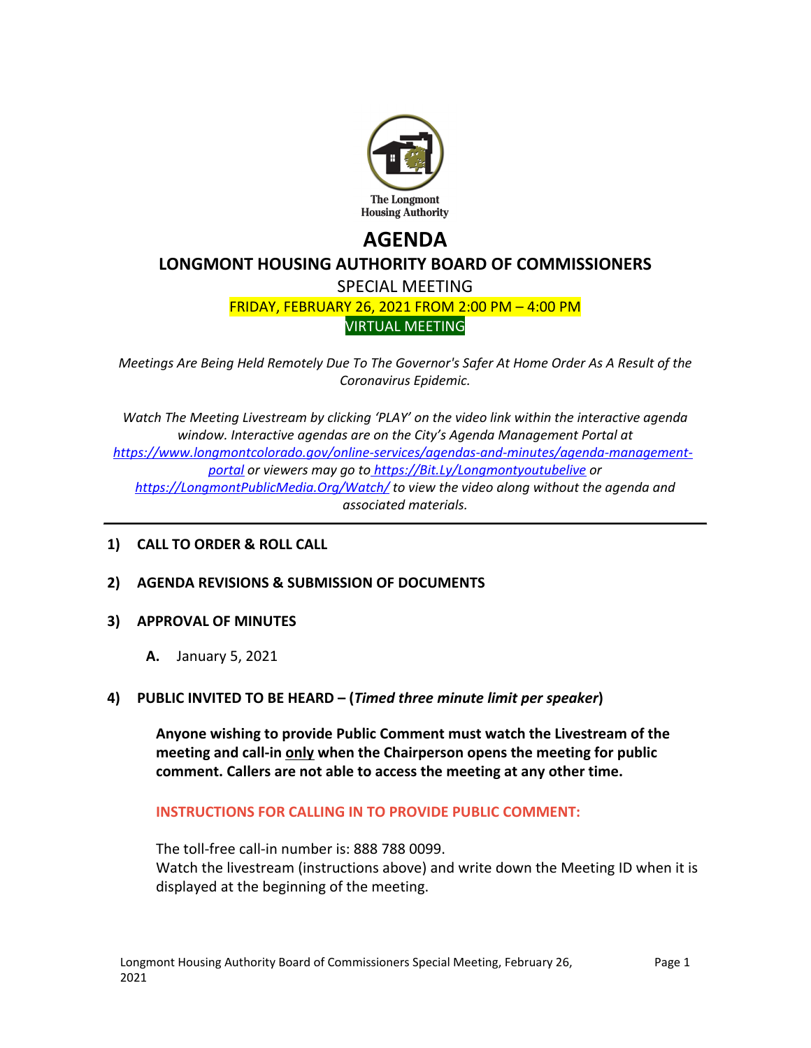The Longmont Housing Authority

# AGENDA

## LONGMONT HOUSING AUTHORITY BOARD OF COMMISSIONERS

SPECIAL MEETING

FRIDAY, FEBRUARY 26, 2021 FROM 2:00 PM – 4:00 PM

VIRTUAL MEETING

*Meetings Are Being Held Remotely Due To The Governor's Safer At Home Order As A Result of the Coronavirus Epidemic.*

*Watch The Meeting Livestream by clicking 'PLAY' on the video link within the interactive agenda window. Interactive agendas are on the City's Agenda Management Portal at https://www.longmontcolorado.gov/online-services/agendas-and-minutes/agenda-management-portal or viewers may go to https://Bit.Ly/Longmontyoutubelive or https://LongmontPublicMedia.Org/Watch/ to view the video along without the agenda and associated materials.*

---

**1) CALL TO ORDER & ROLL CALL**

**2) AGENDA REVISIONS & SUBMISSION OF DOCUMENTS**

**3) APPROVAL OF MINUTES**

**A.** January 5, 2021

**4) PUBLIC INVITED TO BE HEARD – (*Timed three minute limit per speaker*)**

**Anyone wishing to provide Public Comment must watch the Livestream of the meeting and call-in only when the Chairperson opens the meeting for public comment. Callers are not able to access the meeting at any other time.**

**INSTRUCTIONS FOR CALLING IN TO PROVIDE PUBLIC COMMENT:**

The toll-free call-in number is: 888 788 0099.
Watch the livestream (instructions above) and write down the Meeting ID when it is displayed at the beginning of the meeting.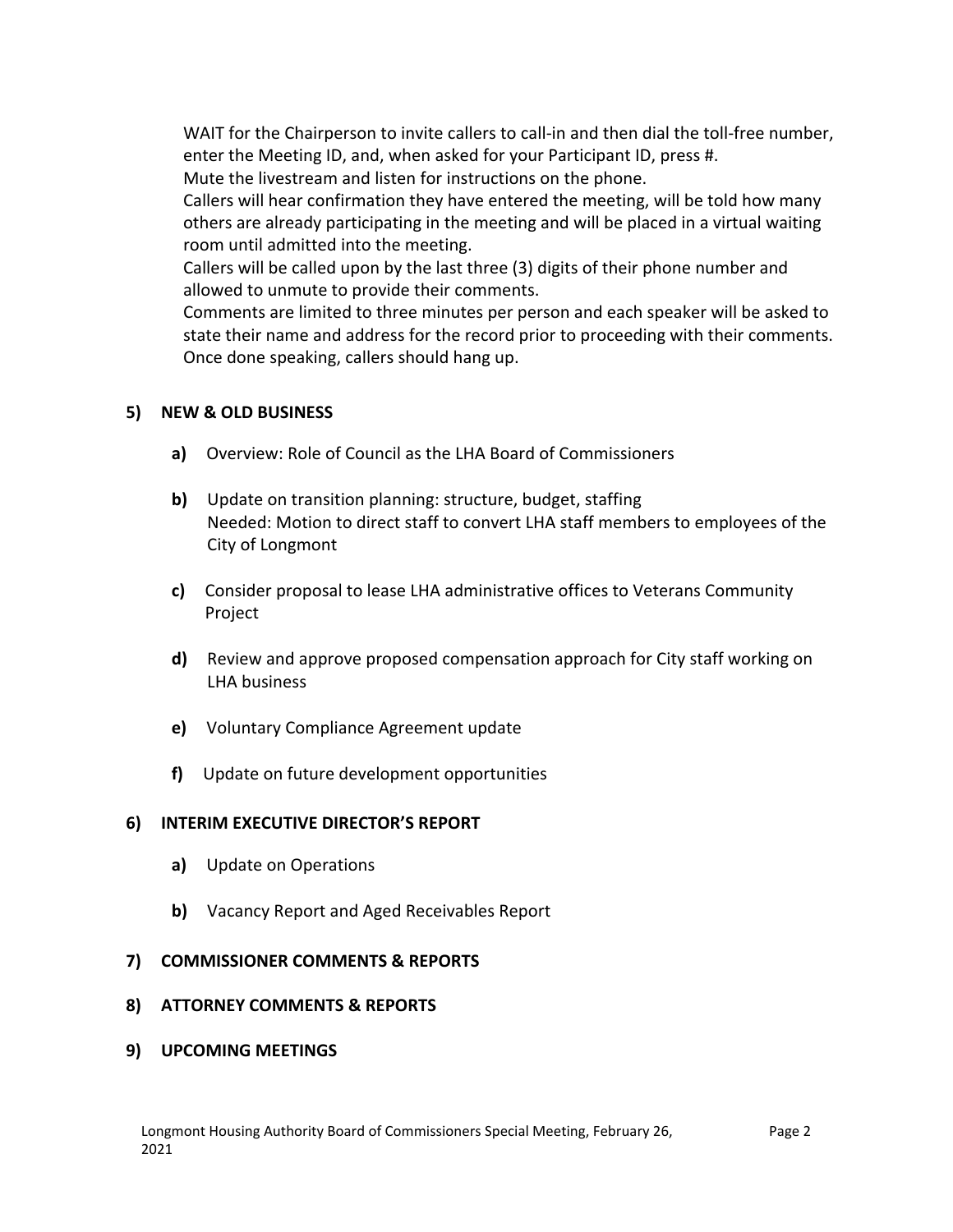WAIT for the Chairperson to invite callers to call-in and then dial the toll-free number, enter the Meeting ID, and, when asked for your Participant ID, press #.
Mute the livestream and listen for instructions on the phone.
Callers will hear confirmation they have entered the meeting, will be told how many others are already participating in the meeting and will be placed in a virtual waiting room until admitted into the meeting.
Callers will be called upon by the last three (3) digits of their phone number and allowed to unmute to provide their comments.
Comments are limited to three minutes per person and each speaker will be asked to state their name and address for the record prior to proceeding with their comments.
Once done speaking, callers should hang up.

**5) NEW & OLD BUSINESS**

- **a)** Overview: Role of Council as the LHA Board of Commissioners
- **b)** Update on transition planning: structure, budget, staffing
  Needed: Motion to direct staff to convert LHA staff members to employees of the City of Longmont
- **c)** Consider proposal to lease LHA administrative offices to Veterans Community Project
- **d)** Review and approve proposed compensation approach for City staff working on LHA business
- **e)** Voluntary Compliance Agreement update
- **f)** Update on future development opportunities

**6) INTERIM EXECUTIVE DIRECTOR'S REPORT**

- **a)** Update on Operations
- **b)** Vacancy Report and Aged Receivables Report

**7) COMMISSIONER COMMENTS & REPORTS**

**8) ATTORNEY COMMENTS & REPORTS**

**9) UPCOMING MEETINGS**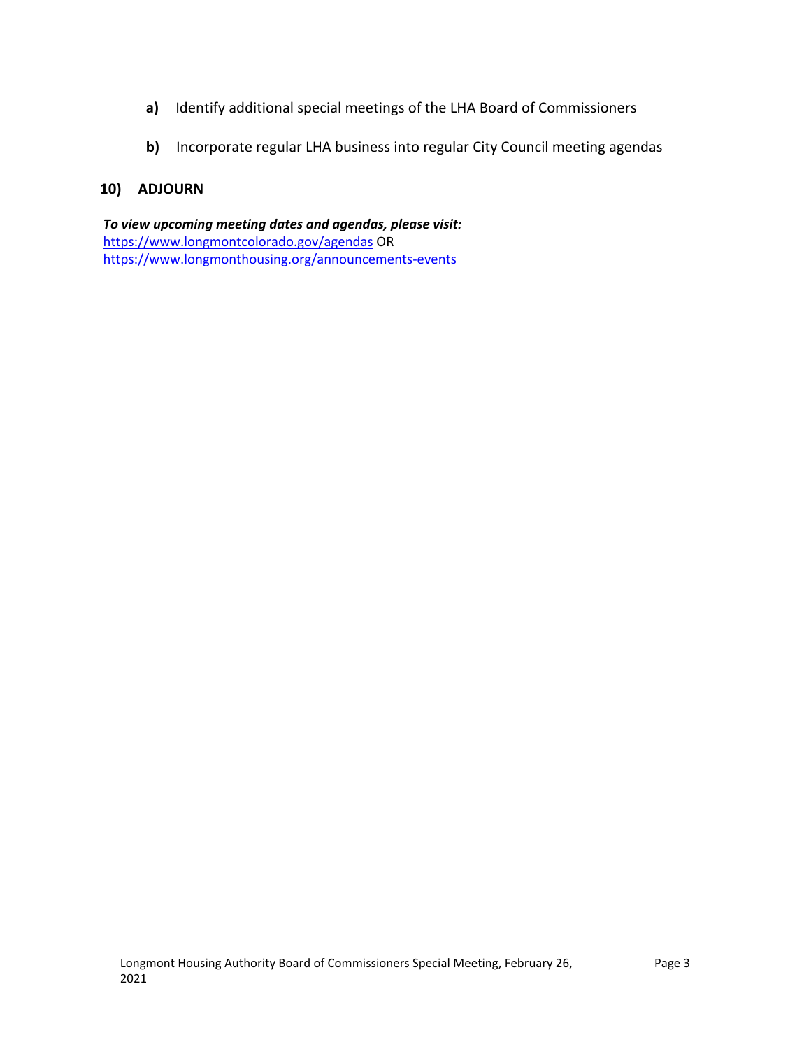**a)** Identify additional special meetings of the LHA Board of Commissioners

**b)** Incorporate regular LHA business into regular City Council meeting agendas

## 10) ADJOURN

***To view upcoming meeting dates and agendas, please visit:***
https://www.longmontcolorado.gov/agendas OR
https://www.longmonthousing.org/announcements-events